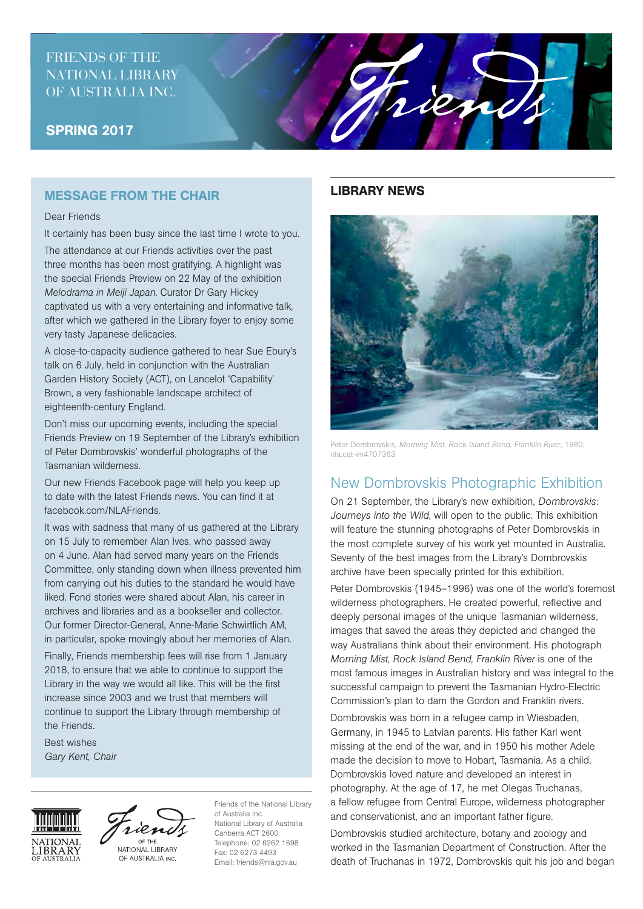FRIENDS OF THE NATIONAL LIBRARY OF AUSTRALIA INC.

**SPRING 2017**

## MESSAGE FROM THE CHAIR

Dear Friends

It certainly has been busy since the last time I wrote to you.

The attendance at our Friends activities over the past three months has been most gratifying. A highlight was the special Friends Preview on 22 May of the exhibition *Melodrama in Meiji Japan*. Curator Dr Gary Hickey captivated us with a very entertaining and informative talk, after which we gathered in the Library foyer to enjoy some very tasty Japanese delicacies.

A close-to-capacity audience gathered to hear Sue Ebury's talk on 6 July, held in conjunction with the Australian Garden History Society (ACT), on Lancelot 'Capability' Brown, a very fashionable landscape architect of eighteenth-century England.

Don't miss our upcoming events, including the special Friends Preview on 19 September of the Library's exhibition of Peter Dombrovskis' wonderful photographs of the Tasmanian wilderness.

Our new Friends Facebook page will help you keep up to date with the latest Friends news. You can find it at facebook.com/NLAFriends.

It was with sadness that many of us gathered at the Library on 15 July to remember Alan Ives, who passed away on 4 June. Alan had served many years on the Friends Committee, only standing down when illness prevented him from carrying out his duties to the standard he would have liked. Fond stories were shared about Alan, his career in archives and libraries and as a bookseller and collector. Our former Director-General, Anne-Marie Schwirtlich AM, in particular, spoke movingly about her memories of Alan.

Finally, Friends membership fees will rise from 1 January 2018, to ensure that we able to continue to support the Library in the way we would all like. This will be the first increase since 2003 and we trust that members will continue to support the Library through membership of the Friends.

Best wishes
*Gary Kent, Chair*

Friends of the National Library of Australia Inc.
National Library of Australia
Canberra ACT 2600
Telephone: 02 6262 1698
Fax: 02 6273 4493
Email: friends@nla.gov.au

## LIBRARY NEWS

Peter Dombrovskis, *Morning Mist, Rock Island Bend, Franklin River*, 1980, nla.cat-vn4707363

### New Dombrovskis Photographic Exhibition

On 21 September, the Library's new exhibition, *Dombrovskis: Journeys into the Wild*, will open to the public. This exhibition will feature the stunning photographs of Peter Dombrovskis in the most complete survey of his work yet mounted in Australia. Seventy of the best images from the Library's Dombrovskis archive have been specially printed for this exhibition.

Peter Dombrovskis (1945–1996) was one of the world's foremost wilderness photographers. He created powerful, reflective and deeply personal images of the unique Tasmanian wilderness, images that saved the areas they depicted and changed the way Australians think about their environment. His photograph *Morning Mist, Rock Island Bend, Franklin River* is one of the most famous images in Australian history and was integral to the successful campaign to prevent the Tasmanian Hydro-Electric Commission's plan to dam the Gordon and Franklin rivers.

Dombrovskis was born in a refugee camp in Wiesbaden, Germany, in 1945 to Latvian parents. His father Karl went missing at the end of the war, and in 1950 his mother Adele made the decision to move to Hobart, Tasmania. As a child, Dombrovskis loved nature and developed an interest in photography. At the age of 17, he met Olegas Truchanas, a fellow refugee from Central Europe, wilderness photographer and conservationist, and an important father figure.

Dombrovskis studied architecture, botany and zoology and worked in the Tasmanian Department of Construction. After the death of Truchanas in 1972, Dombrovskis quit his job and began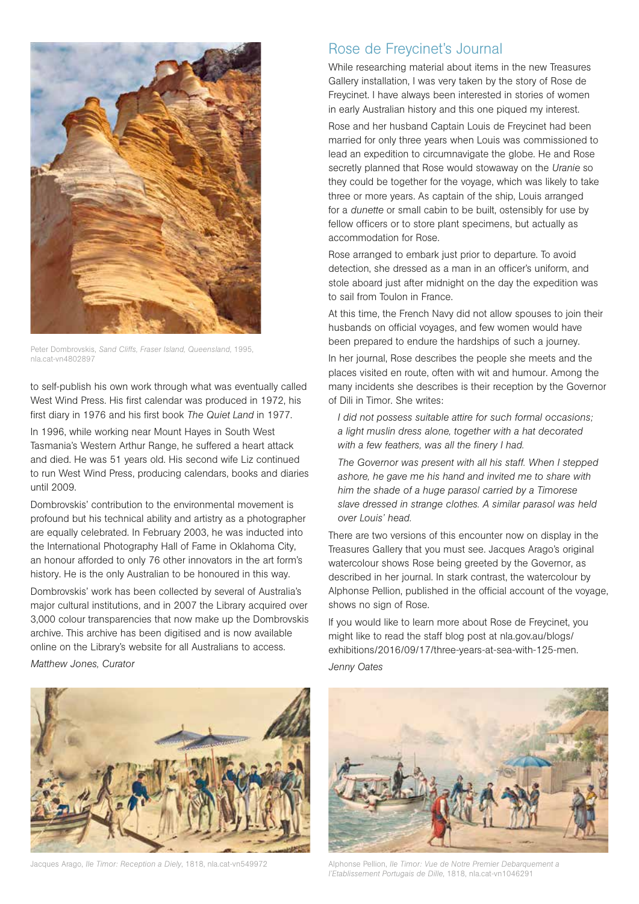Peter Dombrovskis, *Sand Cliffs, Fraser Island, Queensland*, 1995, nla.cat-vn4802897

to self-publish his own work through what was eventually called West Wind Press. His first calendar was produced in 1972, his first diary in 1976 and his first book *The Quiet Land* in 1977.

In 1996, while working near Mount Hayes in South West Tasmania's Western Arthur Range, he suffered a heart attack and died. He was 51 years old. His second wife Liz continued to run West Wind Press, producing calendars, books and diaries until 2009.

Dombrovskis' contribution to the environmental movement is profound but his technical ability and artistry as a photographer are equally celebrated. In February 2003, he was inducted into the International Photography Hall of Fame in Oklahoma City, an honour afforded to only 76 other innovators in the art form's history. He is the only Australian to be honoured in this way.

Dombrovskis' work has been collected by several of Australia's major cultural institutions, and in 2007 the Library acquired over 3,000 colour transparencies that now make up the Dombrovskis archive. This archive has been digitised and is now available online on the Library's website for all Australians to access.

*Matthew Jones, Curator*

## Rose de Freycinet's Journal

While researching material about items in the new Treasures Gallery installation, I was very taken by the story of Rose de Freycinet. I have always been interested in stories of women in early Australian history and this one piqued my interest.

Rose and her husband Captain Louis de Freycinet had been married for only three years when Louis was commissioned to lead an expedition to circumnavigate the globe. He and Rose secretly planned that Rose would stowaway on the *Uranie* so they could be together for the voyage, which was likely to take three or more years. As captain of the ship, Louis arranged for a *dunette* or small cabin to be built, ostensibly for use by fellow officers or to store plant specimens, but actually as accommodation for Rose.

Rose arranged to embark just prior to departure. To avoid detection, she dressed as a man in an officer's uniform, and stole aboard just after midnight on the day the expedition was to sail from Toulon in France.

At this time, the French Navy did not allow spouses to join their husbands on official voyages, and few women would have been prepared to endure the hardships of such a journey.

In her journal, Rose describes the people she meets and the places visited en route, often with wit and humour. Among the many incidents she describes is their reception by the Governor of Dili in Timor. She writes:

> *I did not possess suitable attire for such formal occasions; a light muslin dress alone, together with a hat decorated with a few feathers, was all the finery I had.*
>
> *The Governor was present with all his staff. When I stepped ashore, he gave me his hand and invited me to share with him the shade of a huge parasol carried by a Timorese slave dressed in strange clothes. A similar parasol was held over Louis' head.*

There are two versions of this encounter now on display in the Treasures Gallery that you must see. Jacques Arago's original watercolour shows Rose being greeted by the Governor, as described in her journal. In stark contrast, the watercolour by Alphonse Pellion, published in the official account of the voyage, shows no sign of Rose.

If you would like to learn more about Rose de Freycinet, you might like to read the staff blog post at nla.gov.au/blogs/exhibitions/2016/09/17/three-years-at-sea-with-125-men.

*Jenny Oates*

Jacques Arago, *Ile Timor: Reception a Diely*, 1818, nla.cat-vn549972

Alphonse Pellion, *Ile Timor: Vue de Notre Premier Debarquement a l'Etablissement Portugais de Dille*, 1818, nla.cat-vn1046291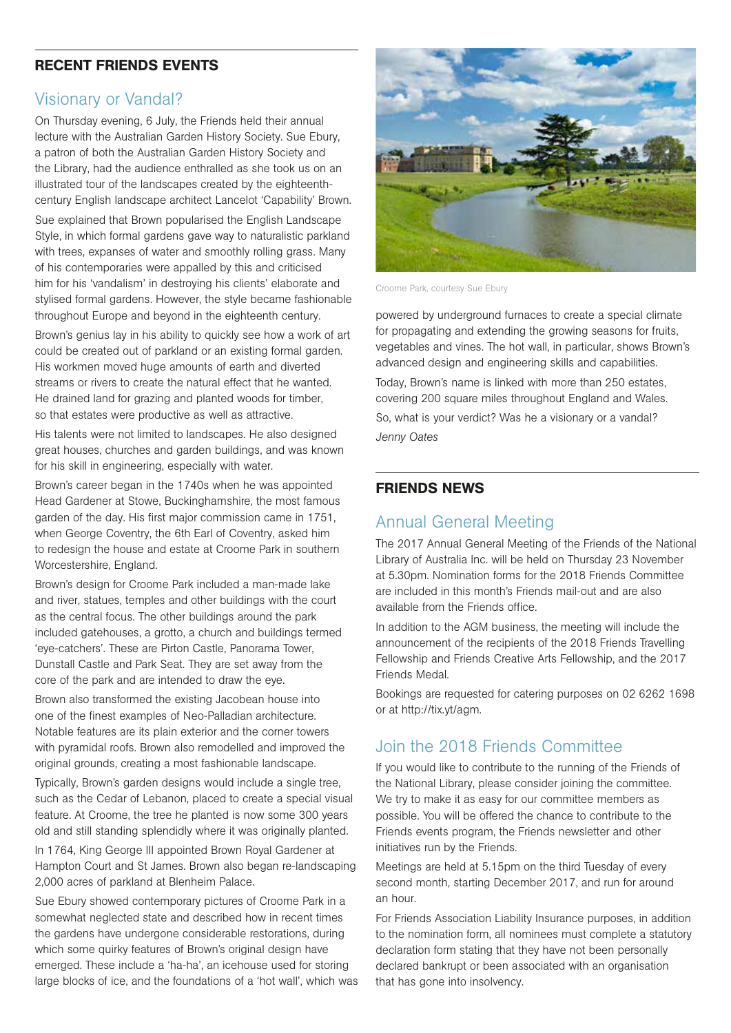## RECENT FRIENDS EVENTS

### Visionary or Vandal?

On Thursday evening, 6 July, the Friends held their annual lecture with the Australian Garden History Society. Sue Ebury, a patron of both the Australian Garden History Society and the Library, had the audience enthralled as she took us on an illustrated tour of the landscapes created by the eighteenth-century English landscape architect Lancelot 'Capability' Brown.

Sue explained that Brown popularised the English Landscape Style, in which formal gardens gave way to naturalistic parkland with trees, expanses of water and smoothly rolling grass. Many of his contemporaries were appalled by this and criticised him for his 'vandalism' in destroying his clients' elaborate and stylised formal gardens. However, the style became fashionable throughout Europe and beyond in the eighteenth century.

Brown's genius lay in his ability to quickly see how a work of art could be created out of parkland or an existing formal garden. His workmen moved huge amounts of earth and diverted streams or rivers to create the natural effect that he wanted. He drained land for grazing and planted woods for timber, so that estates were productive as well as attractive.

His talents were not limited to landscapes. He also designed great houses, churches and garden buildings, and was known for his skill in engineering, especially with water.

Brown's career began in the 1740s when he was appointed Head Gardener at Stowe, Buckinghamshire, the most famous garden of the day. His first major commission came in 1751, when George Coventry, the 6th Earl of Coventry, asked him to redesign the house and estate at Croome Park in southern Worcestershire, England.

Brown's design for Croome Park included a man-made lake and river, statues, temples and other buildings with the court as the central focus. The other buildings around the park included gatehouses, a grotto, a church and buildings termed 'eye-catchers'. These are Pirton Castle, Panorama Tower, Dunstall Castle and Park Seat. They are set away from the core of the park and are intended to draw the eye.

Brown also transformed the existing Jacobean house into one of the finest examples of Neo-Palladian architecture. Notable features are its plain exterior and the corner towers with pyramidal roofs. Brown also remodelled and improved the original grounds, creating a most fashionable landscape.

Typically, Brown's garden designs would include a single tree, such as the Cedar of Lebanon, placed to create a special visual feature. At Croome, the tree he planted is now some 300 years old and still standing splendidly where it was originally planted.

In 1764, King George III appointed Brown Royal Gardener at Hampton Court and St James. Brown also began re-landscaping 2,000 acres of parkland at Blenheim Palace.

Sue Ebury showed contemporary pictures of Croome Park in a somewhat neglected state and described how in recent times the gardens have undergone considerable restorations, during which some quirky features of Brown's original design have emerged. These include a 'ha-ha', an icehouse used for storing large blocks of ice, and the foundations of a 'hot wall', which was powered by underground furnaces to create a special climate for propagating and extending the growing seasons for fruits, vegetables and vines. The hot wall, in particular, shows Brown's advanced design and engineering skills and capabilities.

Croome Park, courtesy Sue Ebury

Today, Brown's name is linked with more than 250 estates, covering 200 square miles throughout England and Wales.

So, what is your verdict? Was he a visionary or a vandal?

*Jenny Oates*

## FRIENDS NEWS

### Annual General Meeting

The 2017 Annual General Meeting of the Friends of the National Library of Australia Inc. will be held on Thursday 23 November at 5.30pm. Nomination forms for the 2018 Friends Committee are included in this month's Friends mail-out and are also available from the Friends office.

In addition to the AGM business, the meeting will include the announcement of the recipients of the 2018 Friends Travelling Fellowship and Friends Creative Arts Fellowship, and the 2017 Friends Medal.

Bookings are requested for catering purposes on 02 6262 1698 or at http://tix.yt/agm.

### Join the 2018 Friends Committee

If you would like to contribute to the running of the Friends of the National Library, please consider joining the committee. We try to make it as easy for our committee members as possible. You will be offered the chance to contribute to the Friends events program, the Friends newsletter and other initiatives run by the Friends.

Meetings are held at 5.15pm on the third Tuesday of every second month, starting December 2017, and run for around an hour.

For Friends Association Liability Insurance purposes, in addition to the nomination form, all nominees must complete a statutory declaration form stating that they have not been personally declared bankrupt or been associated with an organisation that has gone into insolvency.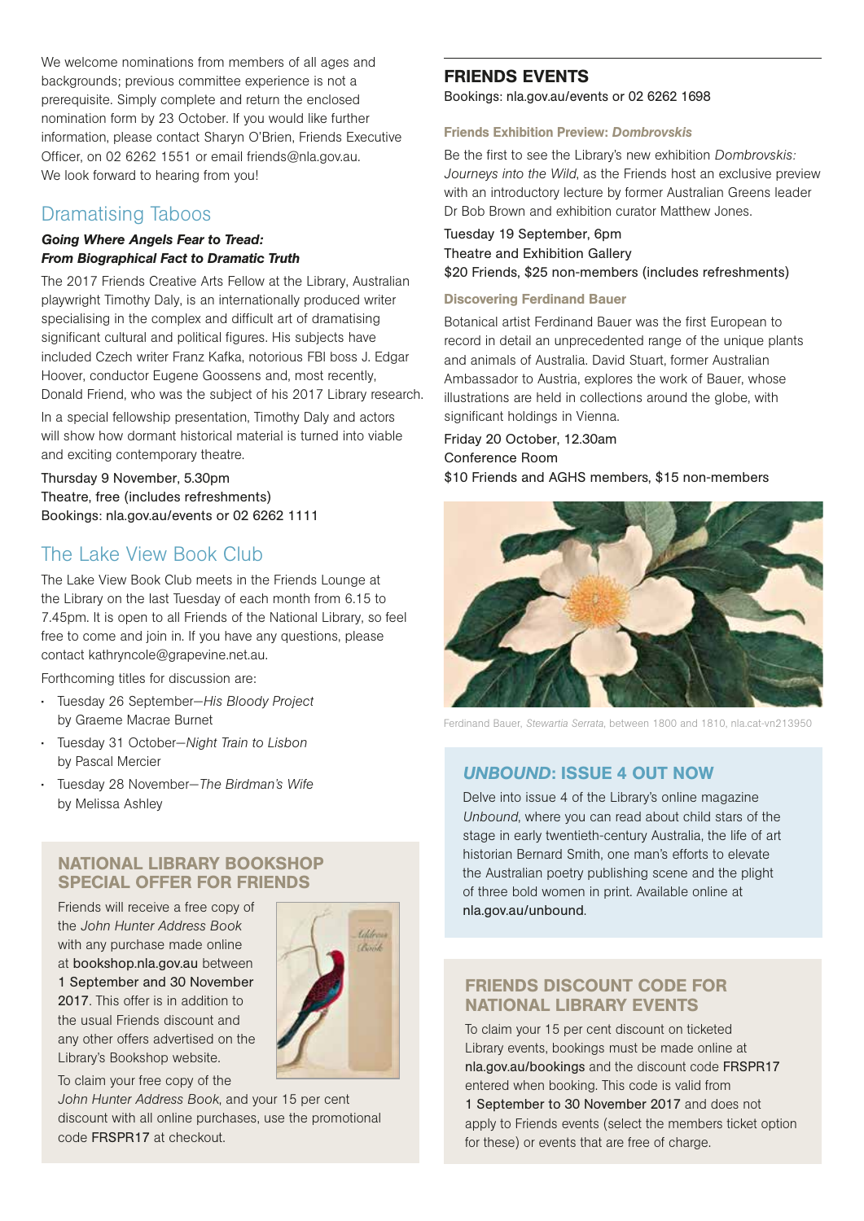We welcome nominations from members of all ages and backgrounds; previous committee experience is not a prerequisite. Simply complete and return the enclosed nomination form by 23 October. If you would like further information, please contact Sharyn O'Brien, Friends Executive Officer, on 02 6262 1551 or email friends@nla.gov.au. We look forward to hearing from you!

## Dramatising Taboos

***Going Where Angels Fear to Tread: From Biographical Fact to Dramatic Truth***

The 2017 Friends Creative Arts Fellow at the Library, Australian playwright Timothy Daly, is an internationally produced writer specialising in the complex and difficult art of dramatising significant cultural and political figures. His subjects have included Czech writer Franz Kafka, notorious FBI boss J. Edgar Hoover, conductor Eugene Goossens and, most recently, Donald Friend, who was the subject of his 2017 Library research.

In a special fellowship presentation, Timothy Daly and actors will show how dormant historical material is turned into viable and exciting contemporary theatre.

Thursday 9 November, 5.30pm
Theatre, free (includes refreshments)
Bookings: nla.gov.au/events or 02 6262 1111

## The Lake View Book Club

The Lake View Book Club meets in the Friends Lounge at the Library on the last Tuesday of each month from 6.15 to 7.45pm. It is open to all Friends of the National Library, so feel free to come and join in. If you have any questions, please contact kathryncole@grapevine.net.au.

Forthcoming titles for discussion are:

- Tuesday 26 September—*His Bloody Project* by Graeme Macrae Burnet
- Tuesday 31 October—*Night Train to Lisbon* by Pascal Mercier
- Tuesday 28 November—*The Birdman's Wife* by Melissa Ashley

## NATIONAL LIBRARY BOOKSHOP SPECIAL OFFER FOR FRIENDS

Friends will receive a free copy of the *John Hunter Address Book* with any purchase made online at bookshop.nla.gov.au between 1 September and 30 November 2017. This offer is in addition to the usual Friends discount and any other offers advertised on the Library's Bookshop website.

To claim your free copy of the *John Hunter Address Book*, and your 15 per cent discount with all online purchases, use the promotional code FRSPR17 at checkout.

## FRIENDS EVENTS

Bookings: nla.gov.au/events or 02 6262 1698

### Friends Exhibition Preview: *Dombrovskis*

Be the first to see the Library's new exhibition *Dombrovskis: Journeys into the Wild*, as the Friends host an exclusive preview with an introductory lecture by former Australian Greens leader Dr Bob Brown and exhibition curator Matthew Jones.

Tuesday 19 September, 6pm
Theatre and Exhibition Gallery
$20 Friends, $25 non-members (includes refreshments)

### Discovering Ferdinand Bauer

Botanical artist Ferdinand Bauer was the first European to record in detail an unprecedented range of the unique plants and animals of Australia. David Stuart, former Australian Ambassador to Austria, explores the work of Bauer, whose illustrations are held in collections around the globe, with significant holdings in Vienna.

Friday 20 October, 12.30am
Conference Room
$10 Friends and AGHS members, $15 non-members

Ferdinand Bauer, *Stewartia Serrata*, between 1800 and 1810, nla.cat-vn213950

## *UNBOUND*: ISSUE 4 OUT NOW

Delve into issue 4 of the Library's online magazine *Unbound*, where you can read about child stars of the stage in early twentieth-century Australia, the life of art historian Bernard Smith, one man's efforts to elevate the Australian poetry publishing scene and the plight of three bold women in print. Available online at nla.gov.au/unbound.

## FRIENDS DISCOUNT CODE FOR NATIONAL LIBRARY EVENTS

To claim your 15 per cent discount on ticketed Library events, bookings must be made online at nla.gov.au/bookings and the discount code FRSPR17 entered when booking. This code is valid from 1 September to 30 November 2017 and does not apply to Friends events (select the members ticket option for these) or events that are free of charge.